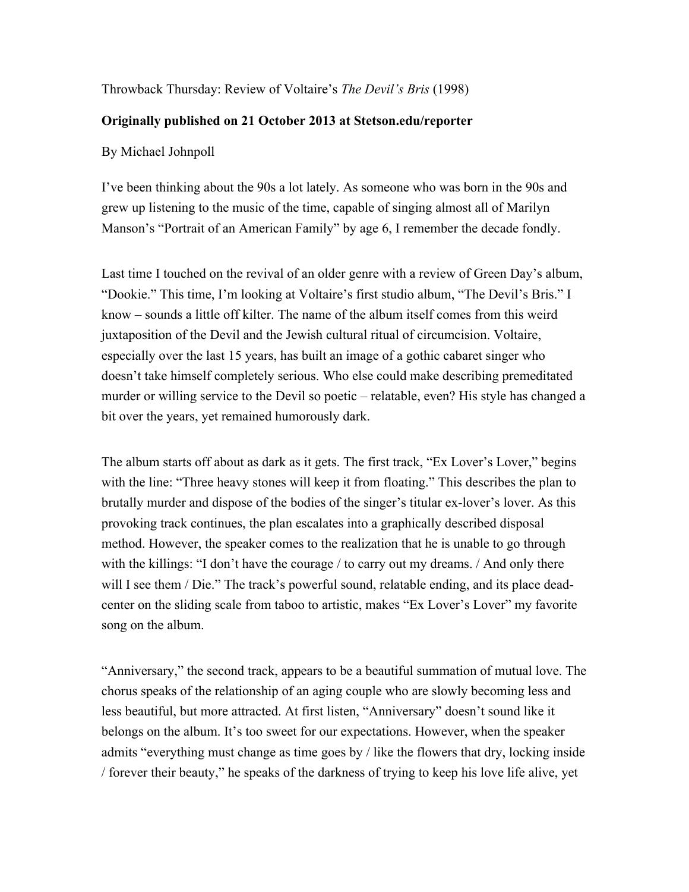Throwback Thursday: Review of Voltaire's *The Devil's Bris* (1998)

**Originally published on 21 October 2013 at Stetson.edu/reporter**

By Michael Johnpoll

I've been thinking about the 90s a lot lately. As someone who was born in the 90s and grew up listening to the music of the time, capable of singing almost all of Marilyn Manson's "Portrait of an American Family" by age 6, I remember the decade fondly.

Last time I touched on the revival of an older genre with a review of Green Day's album, "Dookie." This time, I'm looking at Voltaire's first studio album, "The Devil's Bris." I know – sounds a little off kilter. The name of the album itself comes from this weird juxtaposition of the Devil and the Jewish cultural ritual of circumcision. Voltaire, especially over the last 15 years, has built an image of a gothic cabaret singer who doesn't take himself completely serious. Who else could make describing premeditated murder or willing service to the Devil so poetic – relatable, even? His style has changed a bit over the years, yet remained humorously dark.

The album starts off about as dark as it gets. The first track, "Ex Lover's Lover," begins with the line: "Three heavy stones will keep it from floating." This describes the plan to brutally murder and dispose of the bodies of the singer's titular ex-lover's lover. As this provoking track continues, the plan escalates into a graphically described disposal method. However, the speaker comes to the realization that he is unable to go through with the killings: "I don't have the courage / to carry out my dreams. / And only there will I see them / Die." The track's powerful sound, relatable ending, and its place dead-center on the sliding scale from taboo to artistic, makes "Ex Lover's Lover" my favorite song on the album.

"Anniversary," the second track, appears to be a beautiful summation of mutual love. The chorus speaks of the relationship of an aging couple who are slowly becoming less and less beautiful, but more attracted. At first listen, "Anniversary" doesn't sound like it belongs on the album. It's too sweet for our expectations. However, when the speaker admits "everything must change as time goes by / like the flowers that dry, locking inside / forever their beauty," he speaks of the darkness of trying to keep his love life alive, yet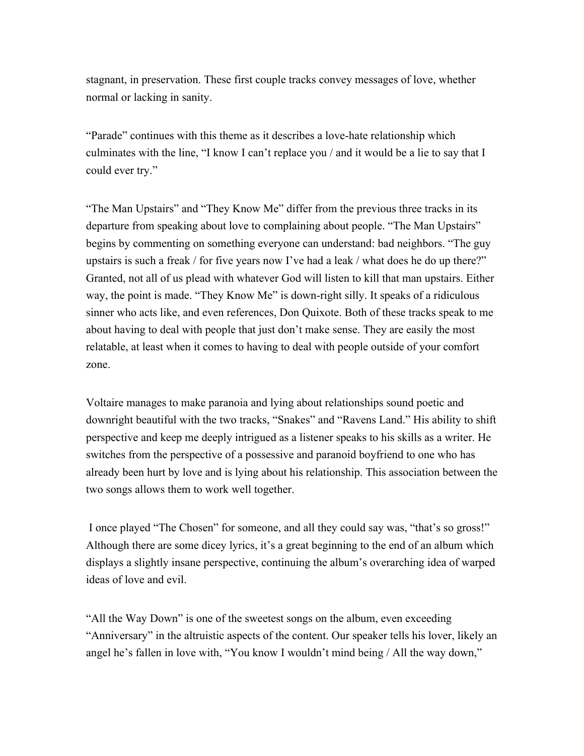stagnant, in preservation. These first couple tracks convey messages of love, whether normal or lacking in sanity.

“Parade” continues with this theme as it describes a love-hate relationship which culminates with the line, “I know I can’t replace you / and it would be a lie to say that I could ever try.”

“The Man Upstairs” and “They Know Me” differ from the previous three tracks in its departure from speaking about love to complaining about people. “The Man Upstairs” begins by commenting on something everyone can understand: bad neighbors. “The guy upstairs is such a freak / for five years now I’ve had a leak / what does he do up there?” Granted, not all of us plead with whatever God will listen to kill that man upstairs. Either way, the point is made. “They Know Me” is down-right silly. It speaks of a ridiculous sinner who acts like, and even references, Don Quixote. Both of these tracks speak to me about having to deal with people that just don’t make sense. They are easily the most relatable, at least when it comes to having to deal with people outside of your comfort zone.

Voltaire manages to make paranoia and lying about relationships sound poetic and downright beautiful with the two tracks, “Snakes” and “Ravens Land.” His ability to shift perspective and keep me deeply intrigued as a listener speaks to his skills as a writer. He switches from the perspective of a possessive and paranoid boyfriend to one who has already been hurt by love and is lying about his relationship. This association between the two songs allows them to work well together.

I once played “The Chosen” for someone, and all they could say was, “that’s so gross!” Although there are some dicey lyrics, it’s a great beginning to the end of an album which displays a slightly insane perspective, continuing the album’s overarching idea of warped ideas of love and evil.

“All the Way Down” is one of the sweetest songs on the album, even exceeding “Anniversary” in the altruistic aspects of the content. Our speaker tells his lover, likely an angel he’s fallen in love with, “You know I wouldn’t mind being / All the way down,”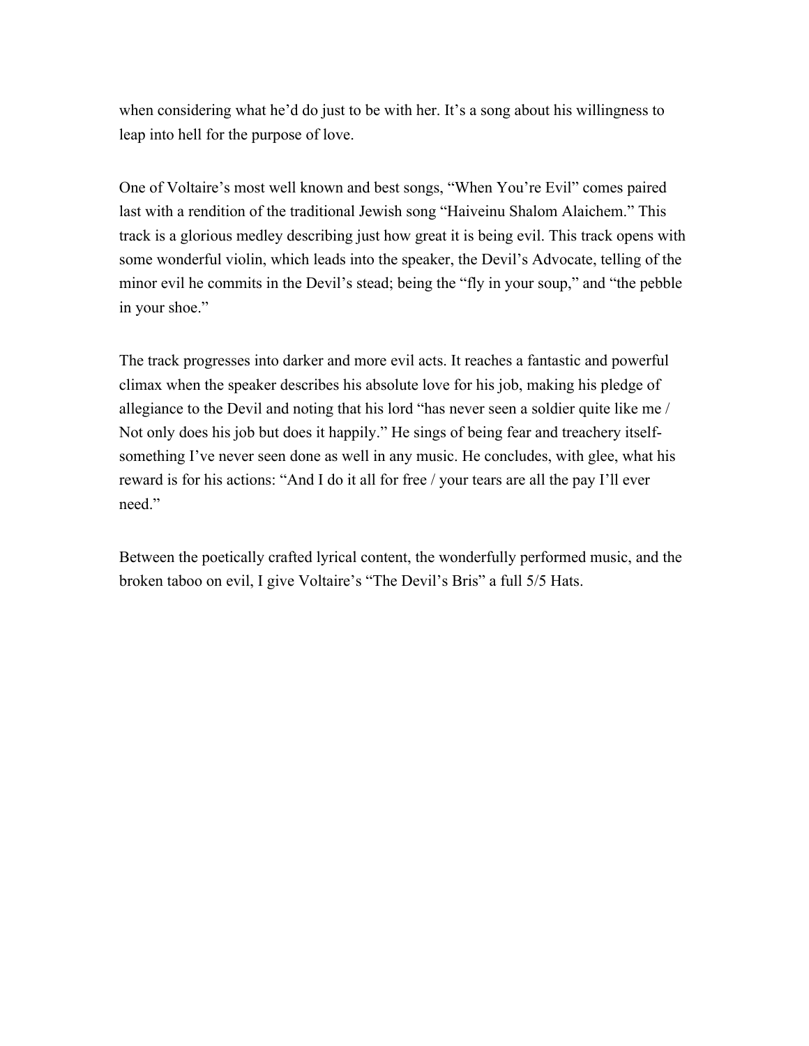when considering what he'd do just to be with her. It's a song about his willingness to leap into hell for the purpose of love.

One of Voltaire's most well known and best songs, "When You're Evil" comes paired last with a rendition of the traditional Jewish song "Haiveinu Shalom Alaichem." This track is a glorious medley describing just how great it is being evil. This track opens with some wonderful violin, which leads into the speaker, the Devil's Advocate, telling of the minor evil he commits in the Devil's stead; being the "fly in your soup," and "the pebble in your shoe."

The track progresses into darker and more evil acts. It reaches a fantastic and powerful climax when the speaker describes his absolute love for his job, making his pledge of allegiance to the Devil and noting that his lord "has never seen a soldier quite like me / Not only does his job but does it happily." He sings of being fear and treachery itself- something I've never seen done as well in any music. He concludes, with glee, what his reward is for his actions: "And I do it all for free / your tears are all the pay I'll ever need."

Between the poetically crafted lyrical content, the wonderfully performed music, and the broken taboo on evil, I give Voltaire's "The Devil's Bris" a full 5/5 Hats.